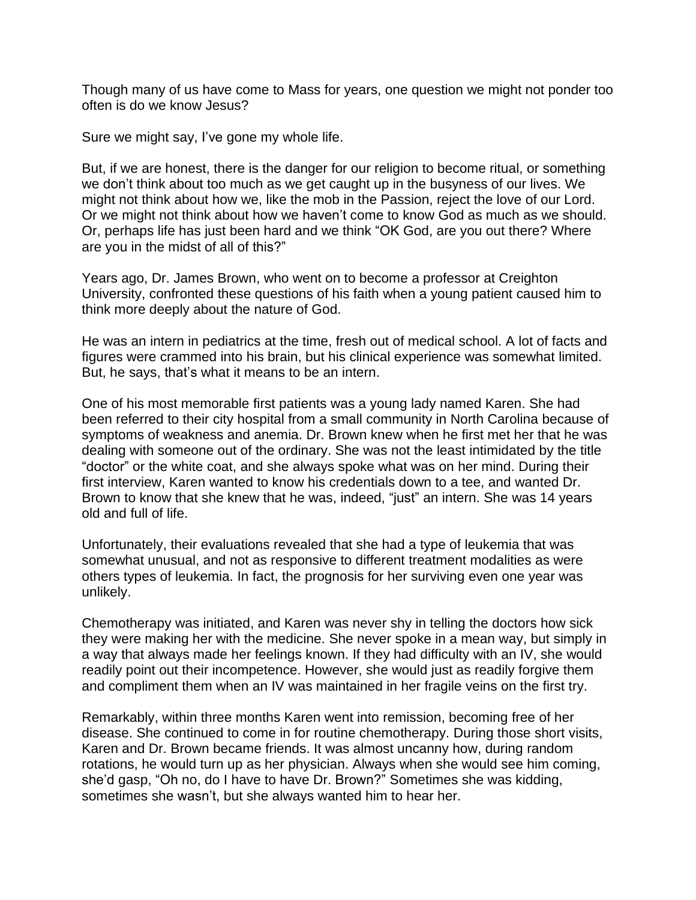Though many of us have come to Mass for years, one question we might not ponder too often is do we know Jesus?

Sure we might say, I've gone my whole life.

But, if we are honest, there is the danger for our religion to become ritual, or something we don't think about too much as we get caught up in the busyness of our lives. We might not think about how we, like the mob in the Passion, reject the love of our Lord. Or we might not think about how we haven't come to know God as much as we should. Or, perhaps life has just been hard and we think "OK God, are you out there? Where are you in the midst of all of this?"

Years ago, Dr. James Brown, who went on to become a professor at Creighton University, confronted these questions of his faith when a young patient caused him to think more deeply about the nature of God.

He was an intern in pediatrics at the time, fresh out of medical school. A lot of facts and figures were crammed into his brain, but his clinical experience was somewhat limited. But, he says, that's what it means to be an intern.

One of his most memorable first patients was a young lady named Karen. She had been referred to their city hospital from a small community in North Carolina because of symptoms of weakness and anemia. Dr. Brown knew when he first met her that he was dealing with someone out of the ordinary. She was not the least intimidated by the title "doctor" or the white coat, and she always spoke what was on her mind. During their first interview, Karen wanted to know his credentials down to a tee, and wanted Dr. Brown to know that she knew that he was, indeed, "just" an intern. She was 14 years old and full of life.

Unfortunately, their evaluations revealed that she had a type of leukemia that was somewhat unusual, and not as responsive to different treatment modalities as were others types of leukemia. In fact, the prognosis for her surviving even one year was unlikely.

Chemotherapy was initiated, and Karen was never shy in telling the doctors how sick they were making her with the medicine. She never spoke in a mean way, but simply in a way that always made her feelings known. If they had difficulty with an IV, she would readily point out their incompetence. However, she would just as readily forgive them and compliment them when an IV was maintained in her fragile veins on the first try.

Remarkably, within three months Karen went into remission, becoming free of her disease. She continued to come in for routine chemotherapy. During those short visits, Karen and Dr. Brown became friends. It was almost uncanny how, during random rotations, he would turn up as her physician. Always when she would see him coming, she'd gasp, "Oh no, do I have to have Dr. Brown?" Sometimes she was kidding, sometimes she wasn't, but she always wanted him to hear her.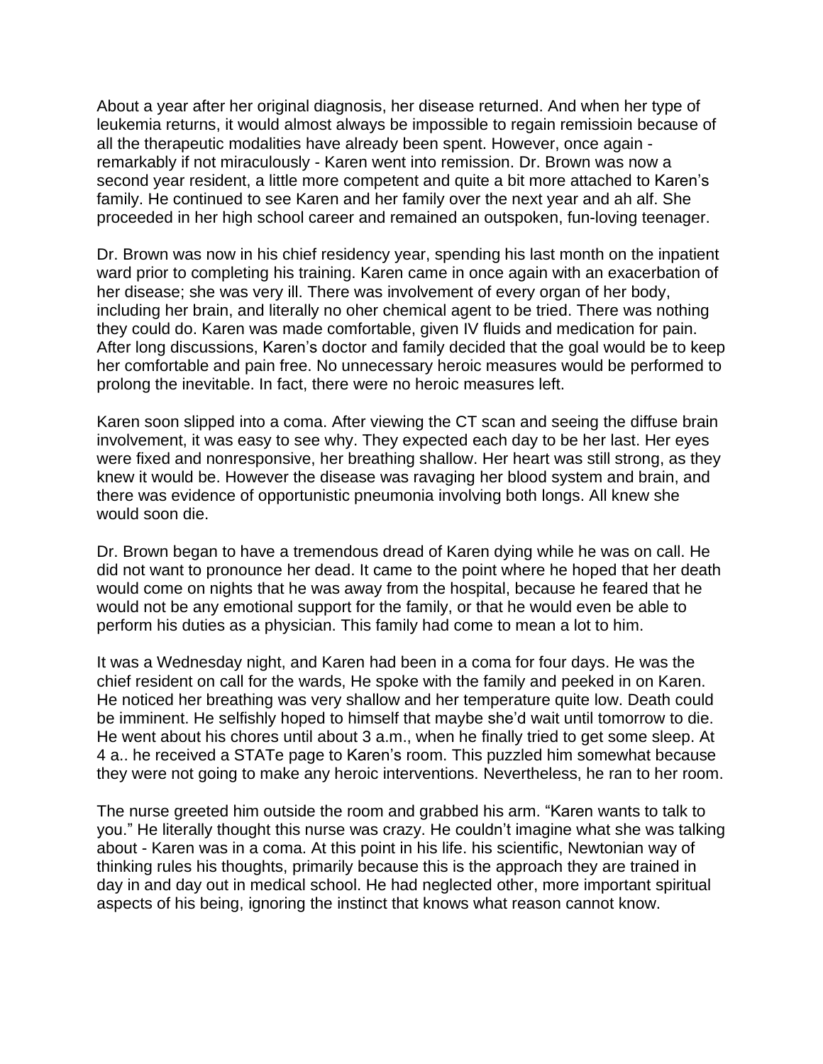About a year after her original diagnosis, her disease returned. And when her type of leukemia returns, it would almost always be impossible to regain remissioin because of all the therapeutic modalities have already been spent. However, once again - remarkably if not miraculously - Karen went into remission. Dr. Brown was now a second year resident, a little more competent and quite a bit more attached to Karen's family. He continued to see Karen and her family over the next year and ah alf. She proceeded in her high school career and remained an outspoken, fun-loving teenager.

Dr. Brown was now in his chief residency year, spending his last month on the inpatient ward prior to completing his training. Karen came in once again with an exacerbation of her disease; she was very ill. There was involvement of every organ of her body, including her brain, and literally no oher chemical agent to be tried. There was nothing they could do. Karen was made comfortable, given IV fluids and medication for pain. After long discussions, Karen's doctor and family decided that the goal would be to keep her comfortable and pain free. No unnecessary heroic measures would be performed to prolong the inevitable. In fact, there were no heroic measures left.

Karen soon slipped into a coma. After viewing the CT scan and seeing the diffuse brain involvement, it was easy to see why. They expected each day to be her last. Her eyes were fixed and nonresponsive, her breathing shallow. Her heart was still strong, as they knew it would be. However the disease was ravaging her blood system and brain, and there was evidence of opportunistic pneumonia involving both longs. All knew she would soon die.

Dr. Brown began to have a tremendous dread of Karen dying while he was on call. He did not want to pronounce her dead. It came to the point where he hoped that her death would come on nights that he was away from the hospital, because he feared that he would not be any emotional support for the family, or that he would even be able to perform his duties as a physician. This family had come to mean a lot to him.

It was a Wednesday night, and Karen had been in a coma for four days. He was the chief resident on call for the wards, He spoke with the family and peeked in on Karen. He noticed her breathing was very shallow and her temperature quite low. Death could be imminent. He selfishly hoped to himself that maybe she'd wait until tomorrow to die. He went about his chores until about 3 a.m., when he finally tried to get some sleep. At 4 a.. he received a STATe page to Karen's room. This puzzled him somewhat because they were not going to make any heroic interventions. Nevertheless, he ran to her room.

The nurse greeted him outside the room and grabbed his arm. "Karen wants to talk to you." He literally thought this nurse was crazy. He couldn't imagine what she was talking about - Karen was in a coma. At this point in his life. his scientific, Newtonian way of thinking rules his thoughts, primarily because this is the approach they are trained in day in and day out in medical school. He had neglected other, more important spiritual aspects of his being, ignoring the instinct that knows what reason cannot know.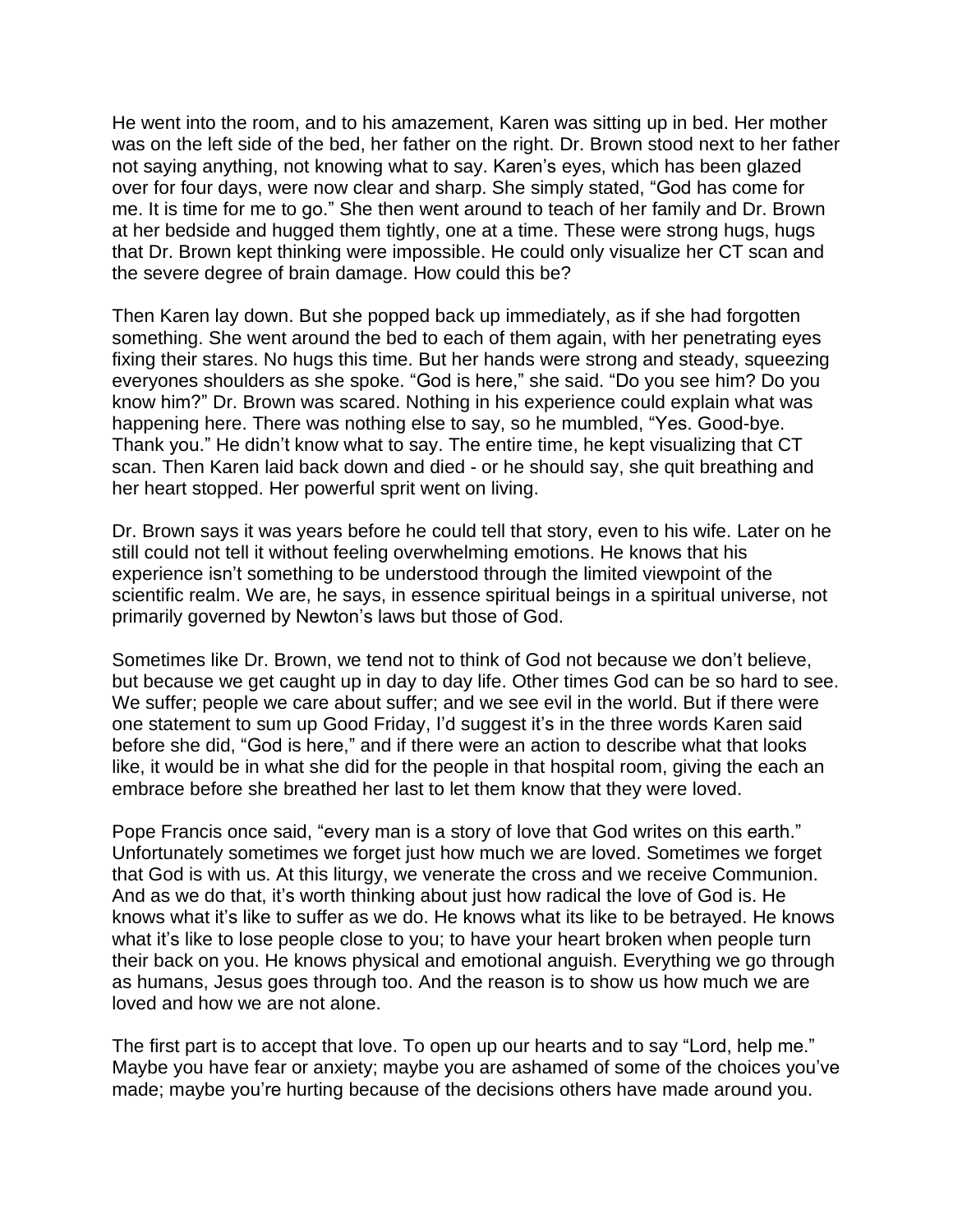He went into the room, and to his amazement, Karen was sitting up in bed. Her mother was on the left side of the bed, her father on the right. Dr. Brown stood next to her father not saying anything, not knowing what to say. Karen's eyes, which has been glazed over for four days, were now clear and sharp. She simply stated, "God has come for me. It is time for me to go." She then went around to teach of her family and Dr. Brown at her bedside and hugged them tightly, one at a time. These were strong hugs, hugs that Dr. Brown kept thinking were impossible. He could only visualize her CT scan and the severe degree of brain damage. How could this be?

Then Karen lay down. But she popped back up immediately, as if she had forgotten something. She went around the bed to each of them again, with her penetrating eyes fixing their stares. No hugs this time. But her hands were strong and steady, squeezing everyones shoulders as she spoke. "God is here," she said. "Do you see him? Do you know him?" Dr. Brown was scared. Nothing in his experience could explain what was happening here. There was nothing else to say, so he mumbled, "Yes. Good-bye. Thank you." He didn't know what to say. The entire time, he kept visualizing that CT scan. Then Karen laid back down and died - or he should say, she quit breathing and her heart stopped. Her powerful sprit went on living.

Dr. Brown says it was years before he could tell that story, even to his wife. Later on he still could not tell it without feeling overwhelming emotions. He knows that his experience isn't something to be understood through the limited viewpoint of the scientific realm. We are, he says, in essence spiritual beings in a spiritual universe, not primarily governed by Newton's laws but those of God.

Sometimes like Dr. Brown, we tend not to think of God not because we don't believe, but because we get caught up in day to day life. Other times God can be so hard to see. We suffer; people we care about suffer; and we see evil in the world. But if there were one statement to sum up Good Friday, I'd suggest it's in the three words Karen said before she did, "God is here," and if there were an action to describe what that looks like, it would be in what she did for the people in that hospital room, giving the each an embrace before she breathed her last to let them know that they were loved.

Pope Francis once said, "every man is a story of love that God writes on this earth." Unfortunately sometimes we forget just how much we are loved. Sometimes we forget that God is with us. At this liturgy, we venerate the cross and we receive Communion. And as we do that, it's worth thinking about just how radical the love of God is. He knows what it's like to suffer as we do. He knows what its like to be betrayed. He knows what it's like to lose people close to you; to have your heart broken when people turn their back on you. He knows physical and emotional anguish. Everything we go through as humans, Jesus goes through too. And the reason is to show us how much we are loved and how we are not alone.

The first part is to accept that love. To open up our hearts and to say "Lord, help me." Maybe you have fear or anxiety; maybe you are ashamed of some of the choices you've made; maybe you're hurting because of the decisions others have made around you.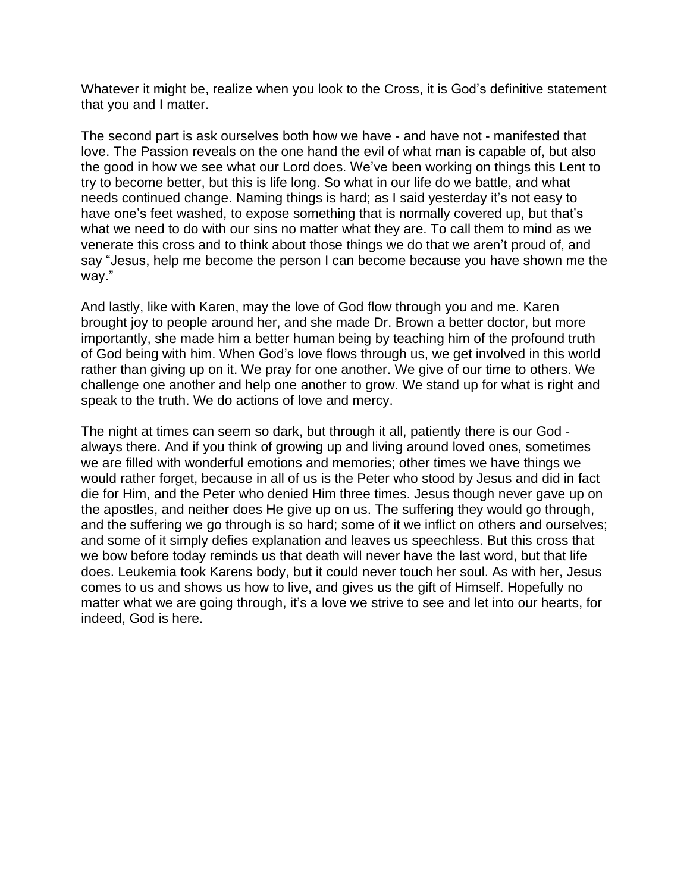Whatever it might be, realize when you look to the Cross, it is God's definitive statement that you and I matter.

The second part is ask ourselves both how we have - and have not - manifested that love. The Passion reveals on the one hand the evil of what man is capable of, but also the good in how we see what our Lord does. We've been working on things this Lent to try to become better, but this is life long. So what in our life do we battle, and what needs continued change. Naming things is hard; as I said yesterday it's not easy to have one's feet washed, to expose something that is normally covered up, but that's what we need to do with our sins no matter what they are. To call them to mind as we venerate this cross and to think about those things we do that we aren't proud of, and say "Jesus, help me become the person I can become because you have shown me the way."

And lastly, like with Karen, may the love of God flow through you and me. Karen brought joy to people around her, and she made Dr. Brown a better doctor, but more importantly, she made him a better human being by teaching him of the profound truth of God being with him. When God's love flows through us, we get involved in this world rather than giving up on it. We pray for one another. We give of our time to others. We challenge one another and help one another to grow. We stand up for what is right and speak to the truth. We do actions of love and mercy.

The night at times can seem so dark, but through it all, patiently there is our God - always there. And if you think of growing up and living around loved ones, sometimes we are filled with wonderful emotions and memories; other times we have things we would rather forget, because in all of us is the Peter who stood by Jesus and did in fact die for Him, and the Peter who denied Him three times. Jesus though never gave up on the apostles, and neither does He give up on us. The suffering they would go through, and the suffering we go through is so hard; some of it we inflict on others and ourselves; and some of it simply defies explanation and leaves us speechless. But this cross that we bow before today reminds us that death will never have the last word, but that life does. Leukemia took Karens body, but it could never touch her soul. As with her, Jesus comes to us and shows us how to live, and gives us the gift of Himself. Hopefully no matter what we are going through, it's a love we strive to see and let into our hearts, for indeed, God is here.